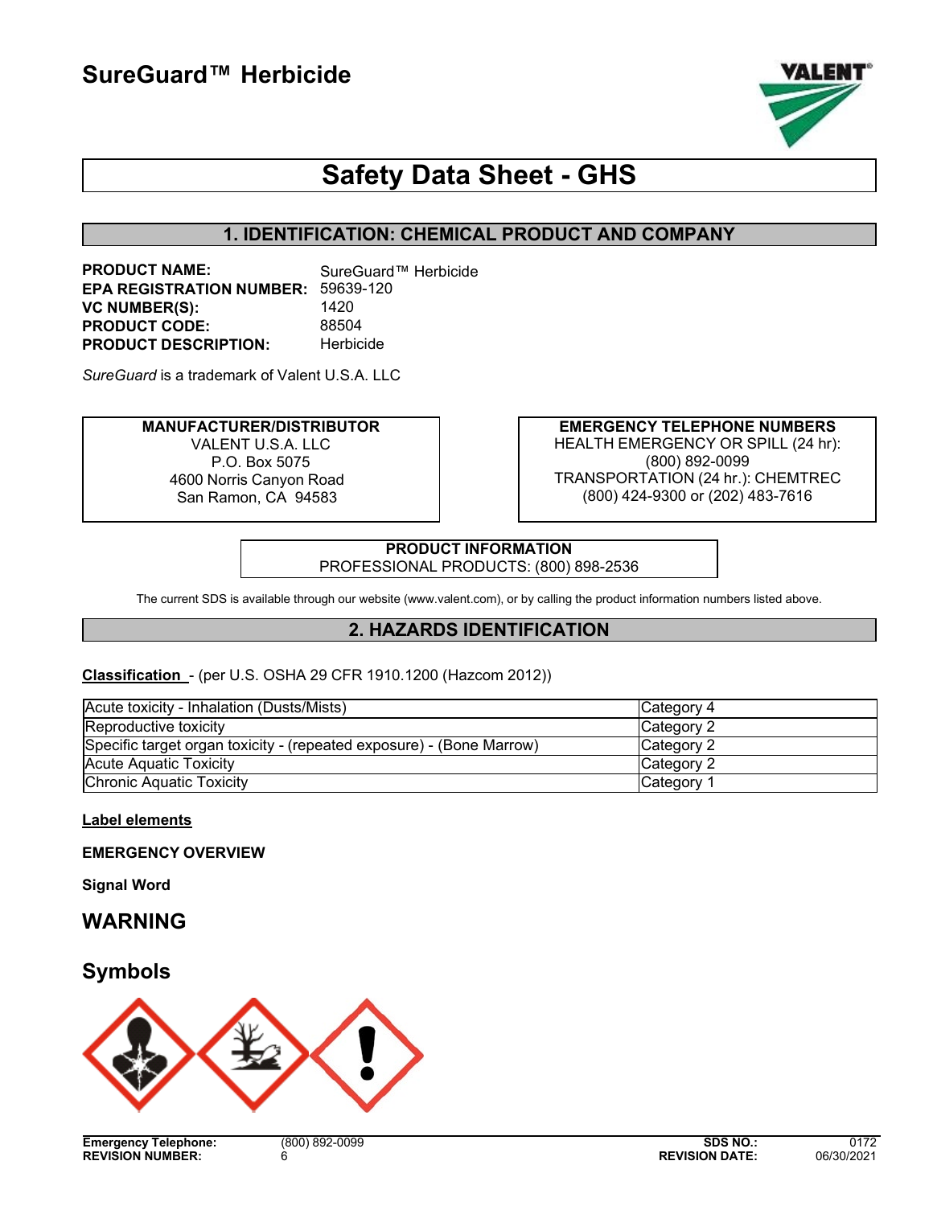# SureGuard™ Herbicide

## Safety Data Sheet - GHS

## 1. IDENTIFICATION: CHEMICAL PRODUCT AND COMPANY

**PRODUCT NAME:** SureGuard™ Herbicide
**EPA REGISTRATION NUMBER:** 59639-120
**VC NUMBER(S):** 1420
**PRODUCT CODE:** 88504
**PRODUCT DESCRIPTION:** Herbicide

*SureGuard* is a trademark of Valent U.S.A. LLC

**MANUFACTURER/DISTRIBUTOR**
VALENT U.S.A. LLC
P.O. Box 5075
4600 Norris Canyon Road
San Ramon, CA 94583

**EMERGENCY TELEPHONE NUMBERS**
HEALTH EMERGENCY OR SPILL (24 hr):
(800) 892-0099
TRANSPORTATION (24 hr.): CHEMTREC
(800) 424-9300 or (202) 483-7616

**PRODUCT INFORMATION**
PROFESSIONAL PRODUCTS: (800) 898-2536

The current SDS is available through our website (www.valent.com), or by calling the product information numbers listed above.

## 2. HAZARDS IDENTIFICATION

**Classification** - (per U.S. OSHA 29 CFR 1910.1200 (Hazcom 2012))

| Hazard | Category |
|---|---|
| Acute toxicity - Inhalation (Dusts/Mists) | Category 4 |
| Reproductive toxicity | Category 2 |
| Specific target organ toxicity - (repeated exposure) - (Bone Marrow) | Category 2 |
| Acute Aquatic Toxicity | Category 2 |
| Chronic Aquatic Toxicity | Category 1 |

**Label elements**

**EMERGENCY OVERVIEW**

**Signal Word**

## WARNING

## Symbols

**Emergency Telephone:** (800) 892-0099
**REVISION NUMBER:** 6
**SDS NO.:** 0172
**REVISION DATE:** 06/30/2021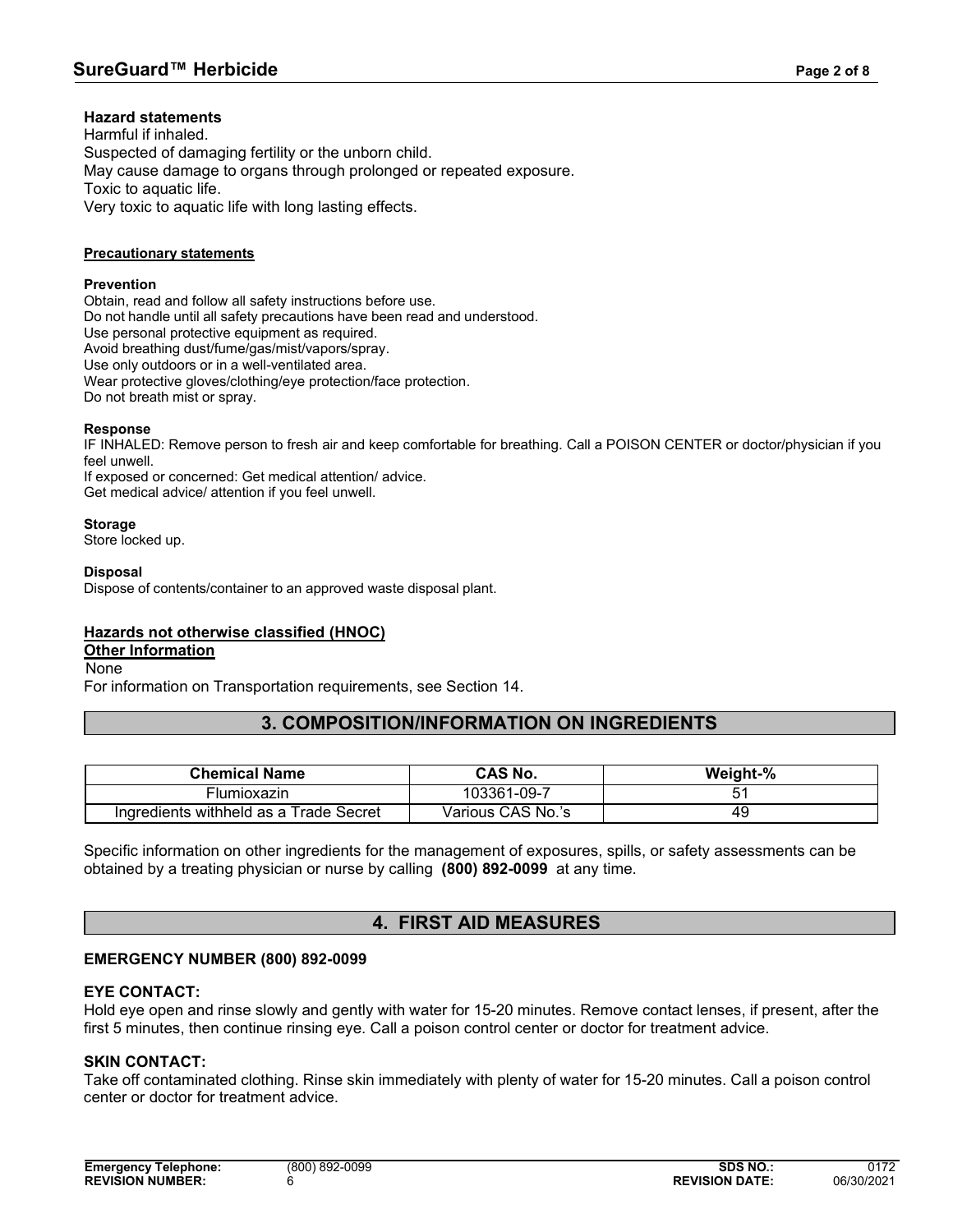**Hazard statements**

Harmful if inhaled.
Suspected of damaging fertility or the unborn child.
May cause damage to organs through prolonged or repeated exposure.
Toxic to aquatic life.
Very toxic to aquatic life with long lasting effects.

**Precautionary statements**

**Prevention**

Obtain, read and follow all safety instructions before use.
Do not handle until all safety precautions have been read and understood.
Use personal protective equipment as required.
Avoid breathing dust/fume/gas/mist/vapors/spray.
Use only outdoors or in a well-ventilated area.
Wear protective gloves/clothing/eye protection/face protection.
Do not breath mist or spray.

**Response**

IF INHALED: Remove person to fresh air and keep comfortable for breathing. Call a POISON CENTER or doctor/physician if you feel unwell.
If exposed or concerned: Get medical attention/ advice.
Get medical advice/ attention if you feel unwell.

**Storage**

Store locked up.

**Disposal**

Dispose of contents/container to an approved waste disposal plant.

**Hazards not otherwise classified (HNOC)**

**Other Information**

None

For information on Transportation requirements, see Section 14.

## 3. COMPOSITION/INFORMATION ON INGREDIENTS

| Chemical Name | CAS No. | Weight-% |
|---|---|---|
| Flumioxazin | 103361-09-7 | 51 |
| Ingredients withheld as a Trade Secret | Various CAS No.'s | 49 |

Specific information on other ingredients for the management of exposures, spills, or safety assessments can be obtained by a treating physician or nurse by calling **(800) 892-0099** at any time.

## 4. FIRST AID MEASURES

**EMERGENCY NUMBER (800) 892-0099**

**EYE CONTACT:**

Hold eye open and rinse slowly and gently with water for 15-20 minutes. Remove contact lenses, if present, after the first 5 minutes, then continue rinsing eye. Call a poison control center or doctor for treatment advice.

**SKIN CONTACT:**

Take off contaminated clothing. Rinse skin immediately with plenty of water for 15-20 minutes. Call a poison control center or doctor for treatment advice.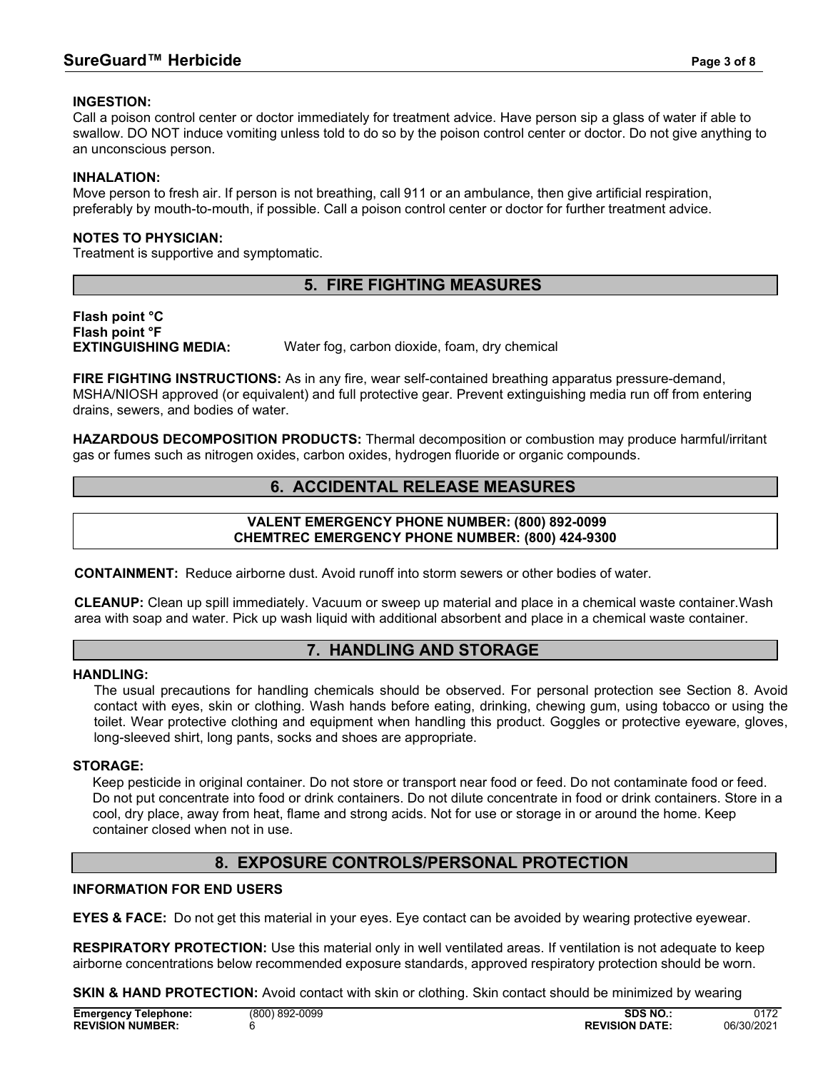**INGESTION:**
Call a poison control center or doctor immediately for treatment advice. Have person sip a glass of water if able to swallow. DO NOT induce vomiting unless told to do so by the poison control center or doctor. Do not give anything to an unconscious person.

**INHALATION:**
Move person to fresh air. If person is not breathing, call 911 or an ambulance, then give artificial respiration, preferably by mouth-to-mouth, if possible. Call a poison control center or doctor for further treatment advice.

**NOTES TO PHYSICIAN:**
Treatment is supportive and symptomatic.

## 5. FIRE FIGHTING MEASURES

**Flash point °C**
**Flash point °F**
**EXTINGUISHING MEDIA:** Water fog, carbon dioxide, foam, dry chemical

**FIRE FIGHTING INSTRUCTIONS:** As in any fire, wear self-contained breathing apparatus pressure-demand, MSHA/NIOSH approved (or equivalent) and full protective gear. Prevent extinguishing media run off from entering drains, sewers, and bodies of water.

**HAZARDOUS DECOMPOSITION PRODUCTS:** Thermal decomposition or combustion may produce harmful/irritant gas or fumes such as nitrogen oxides, carbon oxides, hydrogen fluoride or organic compounds.

## 6. ACCIDENTAL RELEASE MEASURES

**VALENT EMERGENCY PHONE NUMBER: (800) 892-0099**
**CHEMTREC EMERGENCY PHONE NUMBER: (800) 424-9300**

**CONTAINMENT:** Reduce airborne dust. Avoid runoff into storm sewers or other bodies of water.

**CLEANUP:** Clean up spill immediately. Vacuum or sweep up material and place in a chemical waste container.Wash area with soap and water. Pick up wash liquid with additional absorbent and place in a chemical waste container.

## 7. HANDLING AND STORAGE

**HANDLING:**
The usual precautions for handling chemicals should be observed. For personal protection see Section 8. Avoid contact with eyes, skin or clothing. Wash hands before eating, drinking, chewing gum, using tobacco or using the toilet. Wear protective clothing and equipment when handling this product. Goggles or protective eyeware, gloves, long-sleeved shirt, long pants, socks and shoes are appropriate.

**STORAGE:**
Keep pesticide in original container. Do not store or transport near food or feed. Do not contaminate food or feed. Do not put concentrate into food or drink containers. Do not dilute concentrate in food or drink containers. Store in a cool, dry place, away from heat, flame and strong acids. Not for use or storage in or around the home. Keep container closed when not in use.

## 8. EXPOSURE CONTROLS/PERSONAL PROTECTION

**INFORMATION FOR END USERS**

**EYES & FACE:** Do not get this material in your eyes. Eye contact can be avoided by wearing protective eyewear.

**RESPIRATORY PROTECTION:** Use this material only in well ventilated areas. If ventilation is not adequate to keep airborne concentrations below recommended exposure standards, approved respiratory protection should be worn.

**SKIN & HAND PROTECTION:** Avoid contact with skin or clothing. Skin contact should be minimized by wearing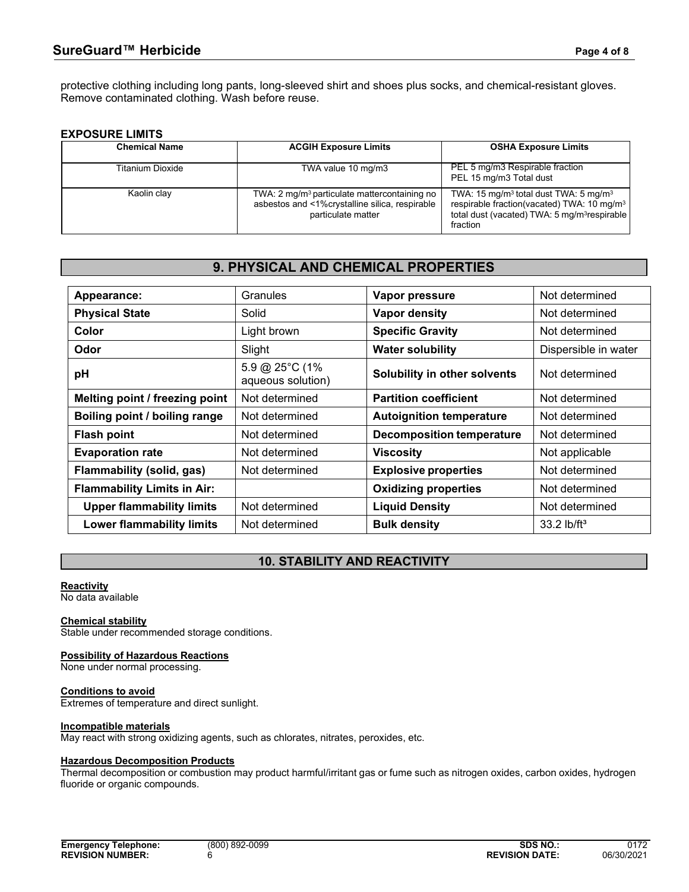protective clothing including long pants, long-sleeved shirt and shoes plus socks, and chemical-resistant gloves. Remove contaminated clothing. Wash before reuse.

**EXPOSURE LIMITS**

| Chemical Name | ACGIH Exposure Limits | OSHA Exposure Limits |
|---|---|---|
| Titanium Dioxide | TWA value 10 mg/m3 | PEL 5 mg/m3 Respirable fraction<br>PEL 15 mg/m3 Total dust |
| Kaolin clay | TWA: 2 mg/m$^3$ particulate mattercontaining no asbestos and <1%crystalline silica, respirable particulate matter | TWA: 15 mg/m$^3$ total dust TWA: 5 mg/m$^3$ respirable fraction(vacated) TWA: 10 mg/m$^3$ total dust (vacated) TWA: 5 mg/m$^3$respirable fraction |

## 9. PHYSICAL AND CHEMICAL PROPERTIES

| | | | |
|---|---|---|---|
| **Appearance:** | Granules | **Vapor pressure** | Not determined |
| **Physical State** | Solid | **Vapor density** | Not determined |
| **Color** | Light brown | **Specific Gravity** | Not determined |
| **Odor** | Slight | **Water solubility** | Dispersible in water |
| **pH** | 5.9 @ 25°C (1% aqueous solution) | **Solubility in other solvents** | Not determined |
| **Melting point / freezing point** | Not determined | **Partition coefficient** | Not determined |
| **Boiling point / boiling range** | Not determined | **Autoignition temperature** | Not determined |
| **Flash point** | Not determined | **Decomposition temperature** | Not determined |
| **Evaporation rate** | Not determined | **Viscosity** | Not applicable |
| **Flammability (solid, gas)** | Not determined | **Explosive properties** | Not determined |
| **Flammability Limits in Air:** | | **Oxidizing properties** | Not determined |
| **Upper flammability limits** | Not determined | **Liquid Density** | Not determined |
| **Lower flammability limits** | Not determined | **Bulk density** | 33.2 lb/ft$^3$ |

## 10. STABILITY AND REACTIVITY

**Reactivity**
No data available

**Chemical stability**
Stable under recommended storage conditions.

**Possibility of Hazardous Reactions**
None under normal processing.

**Conditions to avoid**
Extremes of temperature and direct sunlight.

**Incompatible materials**
May react with strong oxidizing agents, such as chlorates, nitrates, peroxides, etc.

**Hazardous Decomposition Products**
Thermal decomposition or combustion may product harmful/irritant gas or fume such as nitrogen oxides, carbon oxides, hydrogen fluoride or organic compounds.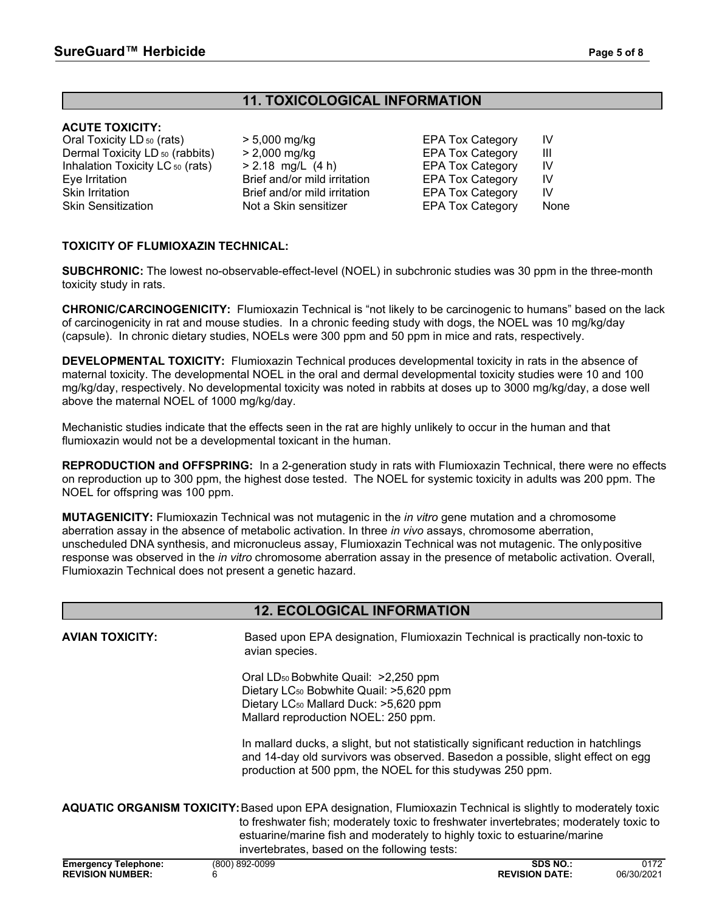## 11. TOXICOLOGICAL INFORMATION

**ACUTE TOXICITY:**

| | | | |
|---|---|---|---|
| Oral Toxicity $LD_{50}$ (rats) | > 5,000 mg/kg | EPA Tox Category | IV |
| Dermal Toxicity $LD_{50}$ (rabbits) | > 2,000 mg/kg | EPA Tox Category | III |
| Inhalation Toxicity $LC_{50}$ (rats) | > 2.18 mg/L (4 h) | EPA Tox Category | IV |
| Eye Irritation | Brief and/or mild irritation | EPA Tox Category | IV |
| Skin Irritation | Brief and/or mild irritation | EPA Tox Category | IV |
| Skin Sensitization | Not a Skin sensitizer | EPA Tox Category | None |

**TOXICITY OF FLUMIOXAZIN TECHNICAL:**

**SUBCHRONIC:** The lowest no-observable-effect-level (NOEL) in subchronic studies was 30 ppm in the three-month toxicity study in rats.

**CHRONIC/CARCINOGENICITY:** Flumioxazin Technical is "not likely to be carcinogenic to humans" based on the lack of carcinogenicity in rat and mouse studies. In a chronic feeding study with dogs, the NOEL was 10 mg/kg/day (capsule). In chronic dietary studies, NOELs were 300 ppm and 50 ppm in mice and rats, respectively.

**DEVELOPMENTAL TOXICITY:** Flumioxazin Technical produces developmental toxicity in rats in the absence of maternal toxicity. The developmental NOEL in the oral and dermal developmental toxicity studies were 10 and 100 mg/kg/day, respectively. No developmental toxicity was noted in rabbits at doses up to 3000 mg/kg/day, a dose well above the maternal NOEL of 1000 mg/kg/day.

Mechanistic studies indicate that the effects seen in the rat are highly unlikely to occur in the human and that flumioxazin would not be a developmental toxicant in the human.

**REPRODUCTION and OFFSPRING:** In a 2-generation study in rats with Flumioxazin Technical, there were no effects on reproduction up to 300 ppm, the highest dose tested. The NOEL for systemic toxicity in adults was 200 ppm. The NOEL for offspring was 100 ppm.

**MUTAGENICITY:** Flumioxazin Technical was not mutagenic in the *in vitro* gene mutation and a chromosome aberration assay in the absence of metabolic activation. In three *in vivo* assays, chromosome aberration, unscheduled DNA synthesis, and micronucleus assay, Flumioxazin Technical was not mutagenic. The onlypositive response was observed in the *in vitro* chromosome aberration assay in the presence of metabolic activation. Overall, Flumioxazin Technical does not present a genetic hazard.

## 12. ECOLOGICAL INFORMATION

**AVIAN TOXICITY:** Based upon EPA designation, Flumioxazin Technical is practically non-toxic to avian species.

Oral $LD_{50}$ Bobwhite Quail: >2,250 ppm
Dietary $LC_{50}$ Bobwhite Quail: >5,620 ppm
Dietary $LC_{50}$ Mallard Duck: >5,620 ppm
Mallard reproduction NOEL: 250 ppm.

In mallard ducks, a slight, but not statistically significant reduction in hatchlings and 14-day old survivors was observed. Basedon a possible, slight effect on egg production at 500 ppm, the NOEL for this studywas 250 ppm.

**AQUATIC ORGANISM TOXICITY:** Based upon EPA designation, Flumioxazin Technical is slightly to moderately toxic to freshwater fish; moderately toxic to freshwater invertebrates; moderately toxic to estuarine/marine fish and moderately to highly toxic to estuarine/marine invertebrates, based on the following tests: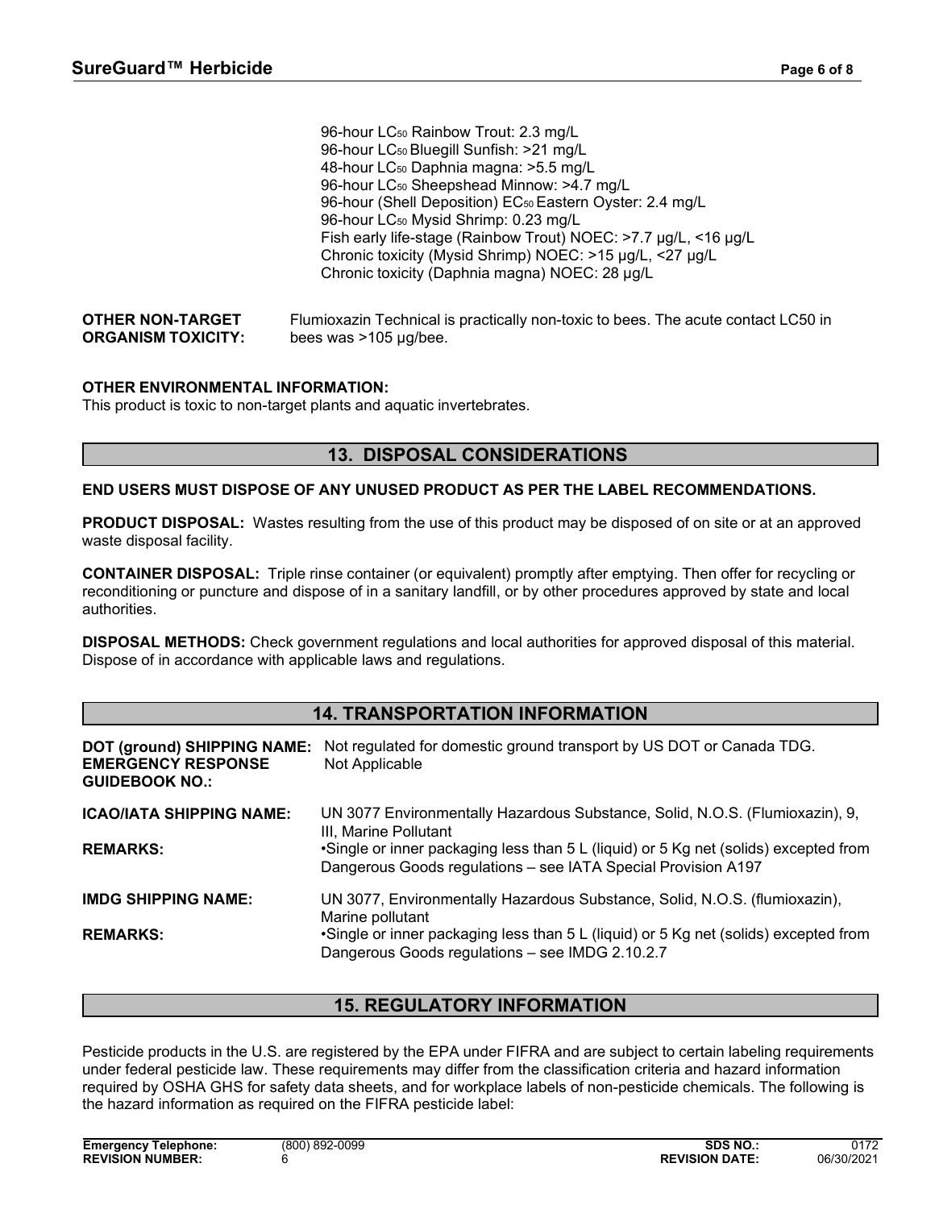96-hour $LC_{50}$ Rainbow Trout: 2.3 mg/L
96-hour $LC_{50}$ Bluegill Sunfish: >21 mg/L
48-hour $LC_{50}$ Daphnia magna: >5.5 mg/L
96-hour $LC_{50}$ Sheepshead Minnow: >4.7 mg/L
96-hour (Shell Deposition) $EC_{50}$ Eastern Oyster: 2.4 mg/L
96-hour $LC_{50}$ Mysid Shrimp: 0.23 mg/L
Fish early life-stage (Rainbow Trout) NOEC: >7.7 µg/L, <16 µg/L
Chronic toxicity (Mysid Shrimp) NOEC: >15 µg/L, <27 µg/L
Chronic toxicity (Daphnia magna) NOEC: 28 µg/L

**OTHER NON-TARGET ORGANISM TOXICITY:** Flumioxazin Technical is practically non-toxic to bees. The acute contact LC50 in bees was >105 µg/bee.

**OTHER ENVIRONMENTAL INFORMATION:**
This product is toxic to non-target plants and aquatic invertebrates.

## 13. DISPOSAL CONSIDERATIONS

**END USERS MUST DISPOSE OF ANY UNUSED PRODUCT AS PER THE LABEL RECOMMENDATIONS.**

**PRODUCT DISPOSAL:** Wastes resulting from the use of this product may be disposed of on site or at an approved waste disposal facility.

**CONTAINER DISPOSAL:** Triple rinse container (or equivalent) promptly after emptying. Then offer for recycling or reconditioning or puncture and dispose of in a sanitary landfill, or by other procedures approved by state and local authorities.

**DISPOSAL METHODS:** Check government regulations and local authorities for approved disposal of this material. Dispose of in accordance with applicable laws and regulations.

## 14. TRANSPORTATION INFORMATION

**DOT (ground) SHIPPING NAME:** Not regulated for domestic ground transport by US DOT or Canada TDG.
**EMERGENCY RESPONSE GUIDEBOOK NO.:** Not Applicable

**ICAO/IATA SHIPPING NAME:** UN 3077 Environmentally Hazardous Substance, Solid, N.O.S. (Flumioxazin), 9, III, Marine Pollutant
**REMARKS:** •Single or inner packaging less than 5 L (liquid) or 5 Kg net (solids) excepted from Dangerous Goods regulations – see IATA Special Provision A197

**IMDG SHIPPING NAME:** UN 3077, Environmentally Hazardous Substance, Solid, N.O.S. (flumioxazin), Marine pollutant
**REMARKS:** •Single or inner packaging less than 5 L (liquid) or 5 Kg net (solids) excepted from Dangerous Goods regulations – see IMDG 2.10.2.7

## 15. REGULATORY INFORMATION

Pesticide products in the U.S. are registered by the EPA under FIFRA and are subject to certain labeling requirements under federal pesticide law. These requirements may differ from the classification criteria and hazard information required by OSHA GHS for safety data sheets, and for workplace labels of non-pesticide chemicals. The following is the hazard information as required on the FIFRA pesticide label: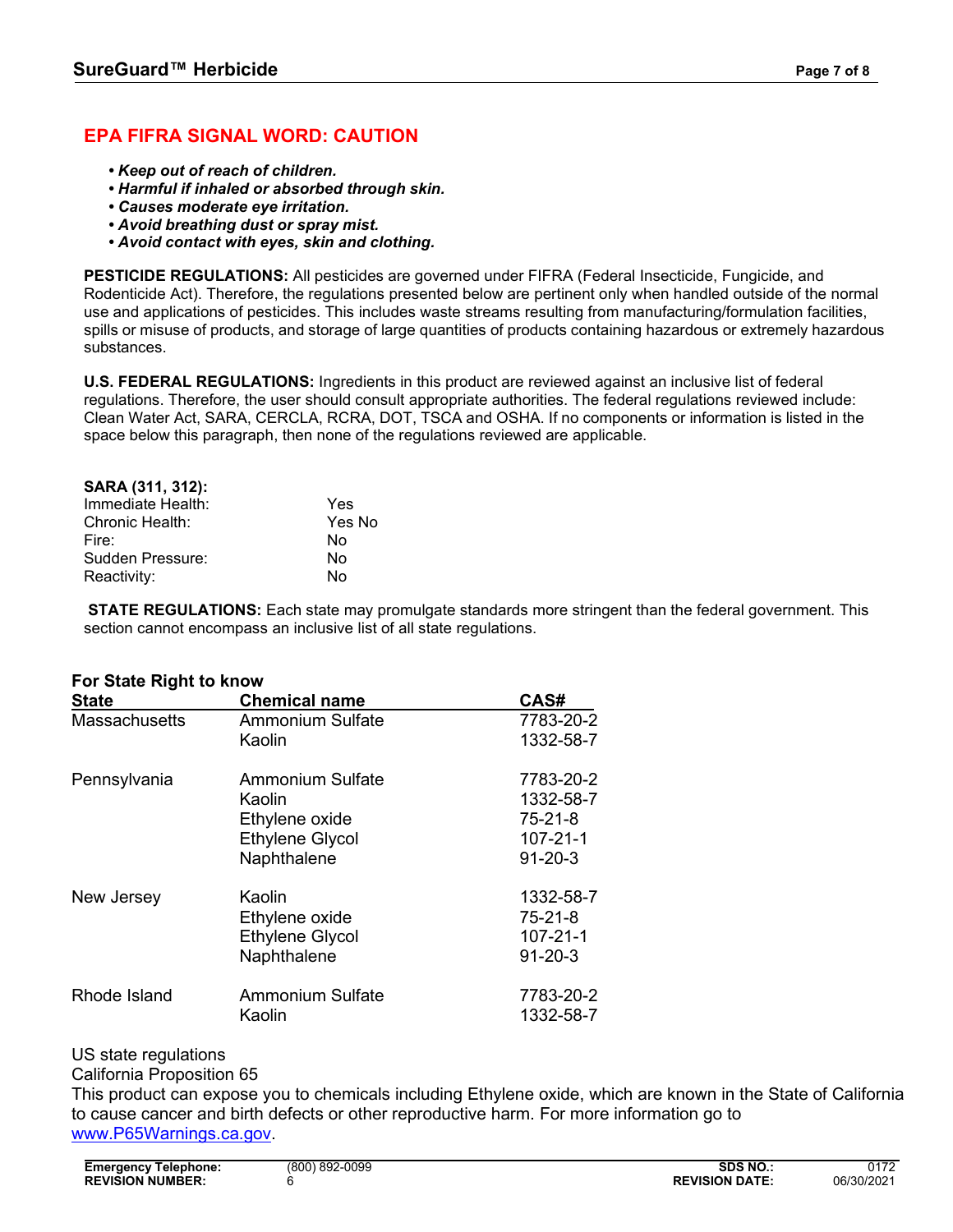## EPA FIFRA SIGNAL WORD: CAUTION

- ***Keep out of reach of children.***
- ***Harmful if inhaled or absorbed through skin.***
- ***Causes moderate eye irritation.***
- ***Avoid breathing dust or spray mist.***
- ***Avoid contact with eyes, skin and clothing.***

**PESTICIDE REGULATIONS:** All pesticides are governed under FIFRA (Federal Insecticide, Fungicide, and Rodenticide Act). Therefore, the regulations presented below are pertinent only when handled outside of the normal use and applications of pesticides. This includes waste streams resulting from manufacturing/formulation facilities, spills or misuse of products, and storage of large quantities of products containing hazardous or extremely hazardous substances.

**U.S. FEDERAL REGULATIONS:** Ingredients in this product are reviewed against an inclusive list of federal regulations. Therefore, the user should consult appropriate authorities. The federal regulations reviewed include: Clean Water Act, SARA, CERCLA, RCRA, DOT, TSCA and OSHA. If no components or information is listed in the space below this paragraph, then none of the regulations reviewed are applicable.

**SARA (311, 312):**

| | |
|---|---|
| Immediate Health: | Yes |
| Chronic Health: | Yes No |
| Fire: | No |
| Sudden Pressure: | No |
| Reactivity: | No |

**STATE REGULATIONS:** Each state may promulgate standards more stringent than the federal government. This section cannot encompass an inclusive list of all state regulations.

**For State Right to know**

| State | Chemical name | CAS# |
|---|---|---|
| Massachusetts | Ammonium Sulfate | 7783-20-2 |
| | Kaolin | 1332-58-7 |
| Pennsylvania | Ammonium Sulfate | 7783-20-2 |
| | Kaolin | 1332-58-7 |
| | Ethylene oxide | 75-21-8 |
| | Ethylene Glycol | 107-21-1 |
| | Naphthalene | 91-20-3 |
| New Jersey | Kaolin | 1332-58-7 |
| | Ethylene oxide | 75-21-8 |
| | Ethylene Glycol | 107-21-1 |
| | Naphthalene | 91-20-3 |
| Rhode Island | Ammonium Sulfate | 7783-20-2 |
| | Kaolin | 1332-58-7 |

US state regulations

California Proposition 65

This product can expose you to chemicals including Ethylene oxide, which are known in the State of California to cause cancer and birth defects or other reproductive harm. For more information go to www.P65Warnings.ca.gov.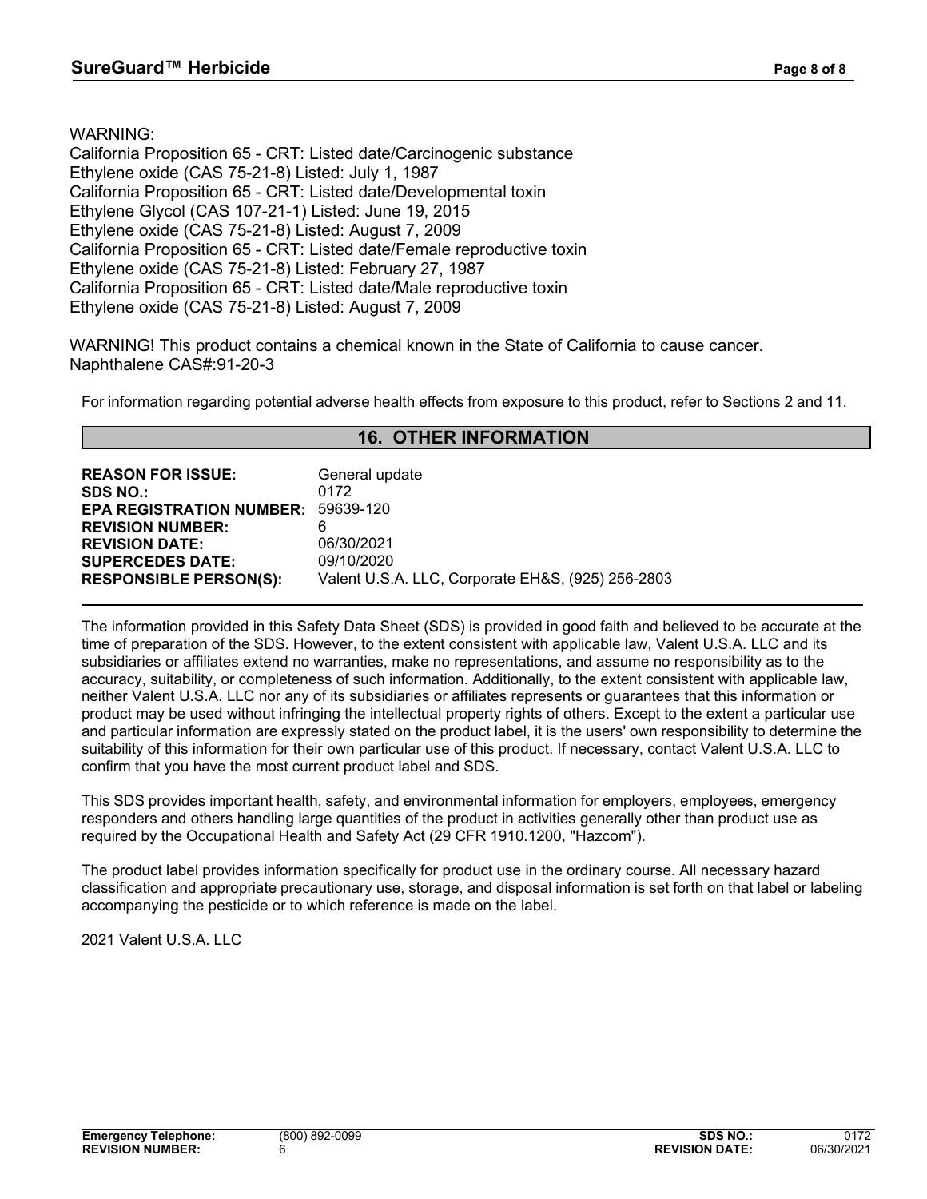WARNING:
California Proposition 65 - CRT: Listed date/Carcinogenic substance
Ethylene oxide (CAS 75-21-8) Listed: July 1, 1987
California Proposition 65 - CRT: Listed date/Developmental toxin
Ethylene Glycol (CAS 107-21-1) Listed: June 19, 2015
Ethylene oxide (CAS 75-21-8) Listed: August 7, 2009
California Proposition 65 - CRT: Listed date/Female reproductive toxin
Ethylene oxide (CAS 75-21-8) Listed: February 27, 1987
California Proposition 65 - CRT: Listed date/Male reproductive toxin
Ethylene oxide (CAS 75-21-8) Listed: August 7, 2009

WARNING! This product contains a chemical known in the State of California to cause cancer.
Naphthalene CAS#:91-20-3

For information regarding potential adverse health effects from exposure to this product, refer to Sections 2 and 11.

## 16. OTHER INFORMATION

**REASON FOR ISSUE:** General update
**SDS NO.:** 0172
**EPA REGISTRATION NUMBER:** 59639-120
**REVISION NUMBER:** 6
**REVISION DATE:** 06/30/2021
**SUPERCEDES DATE:** 09/10/2020
**RESPONSIBLE PERSON(S):** Valent U.S.A. LLC, Corporate EH&S, (925) 256-2803

The information provided in this Safety Data Sheet (SDS) is provided in good faith and believed to be accurate at the time of preparation of the SDS. However, to the extent consistent with applicable law, Valent U.S.A. LLC and its subsidiaries or affiliates extend no warranties, make no representations, and assume no responsibility as to the accuracy, suitability, or completeness of such information. Additionally, to the extent consistent with applicable law, neither Valent U.S.A. LLC nor any of its subsidiaries or affiliates represents or guarantees that this information or product may be used without infringing the intellectual property rights of others. Except to the extent a particular use and particular information are expressly stated on the product label, it is the users' own responsibility to determine the suitability of this information for their own particular use of this product. If necessary, contact Valent U.S.A. LLC to confirm that you have the most current product label and SDS.

This SDS provides important health, safety, and environmental information for employers, employees, emergency responders and others handling large quantities of the product in activities generally other than product use as required by the Occupational Health and Safety Act (29 CFR 1910.1200, "Hazcom").

The product label provides information specifically for product use in the ordinary course. All necessary hazard classification and appropriate precautionary use, storage, and disposal information is set forth on that label or labeling accompanying the pesticide or to which reference is made on the label.

2021 Valent U.S.A. LLC